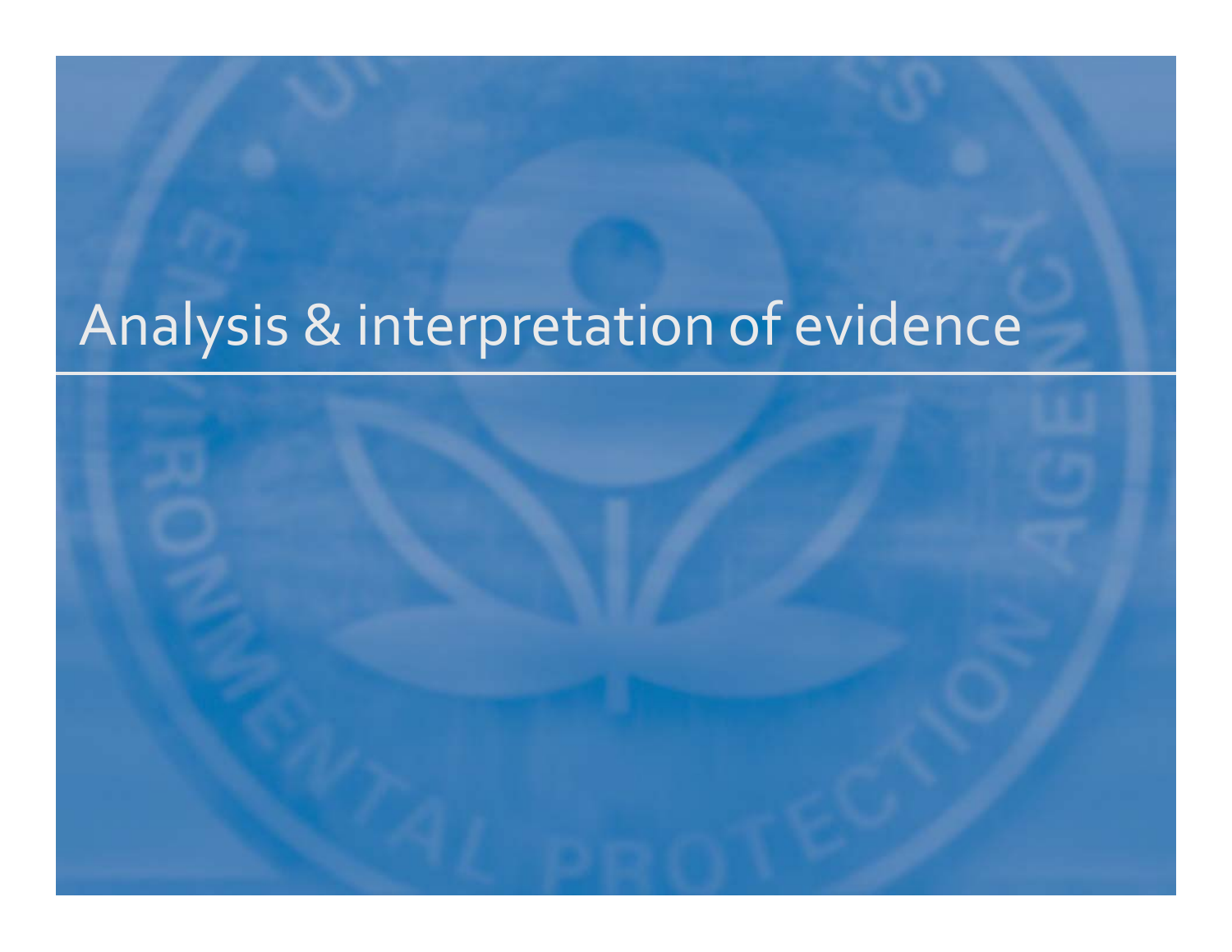# Analysis & interpretation of evidence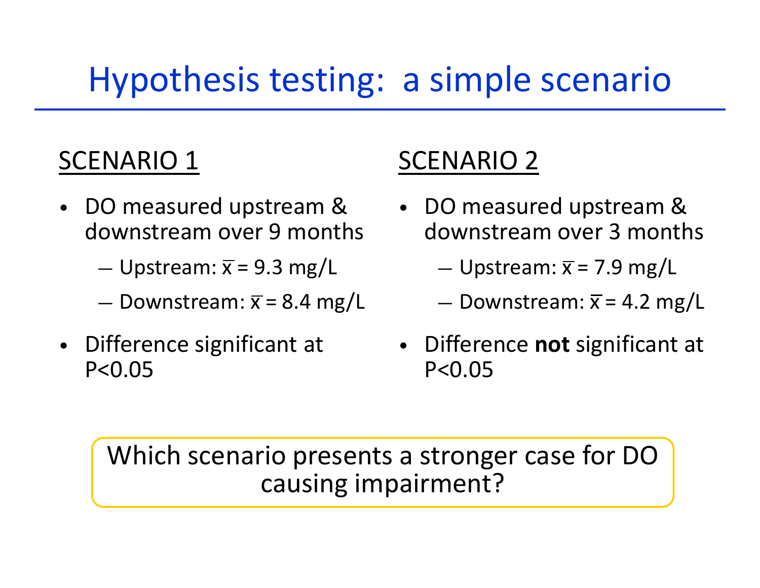# Hypothesis testing: a simple scenario

## SCENARIO 1

- DO measured upstream & downstream over 9 months
  - Upstream: $\bar{x}$ = 9.3 mg/L
  - Downstream: $\bar{x}$ = 8.4 mg/L
- Difference significant at $P<0.05$

## SCENARIO 2

- DO measured upstream & downstream over 3 months
  - Upstream: $\bar{x}$ = 7.9 mg/L
  - Downstream: $\bar{x}$ = 4.2 mg/L
- Difference **not** significant at $P<0.05$

Which scenario presents a stronger case for DO causing impairment?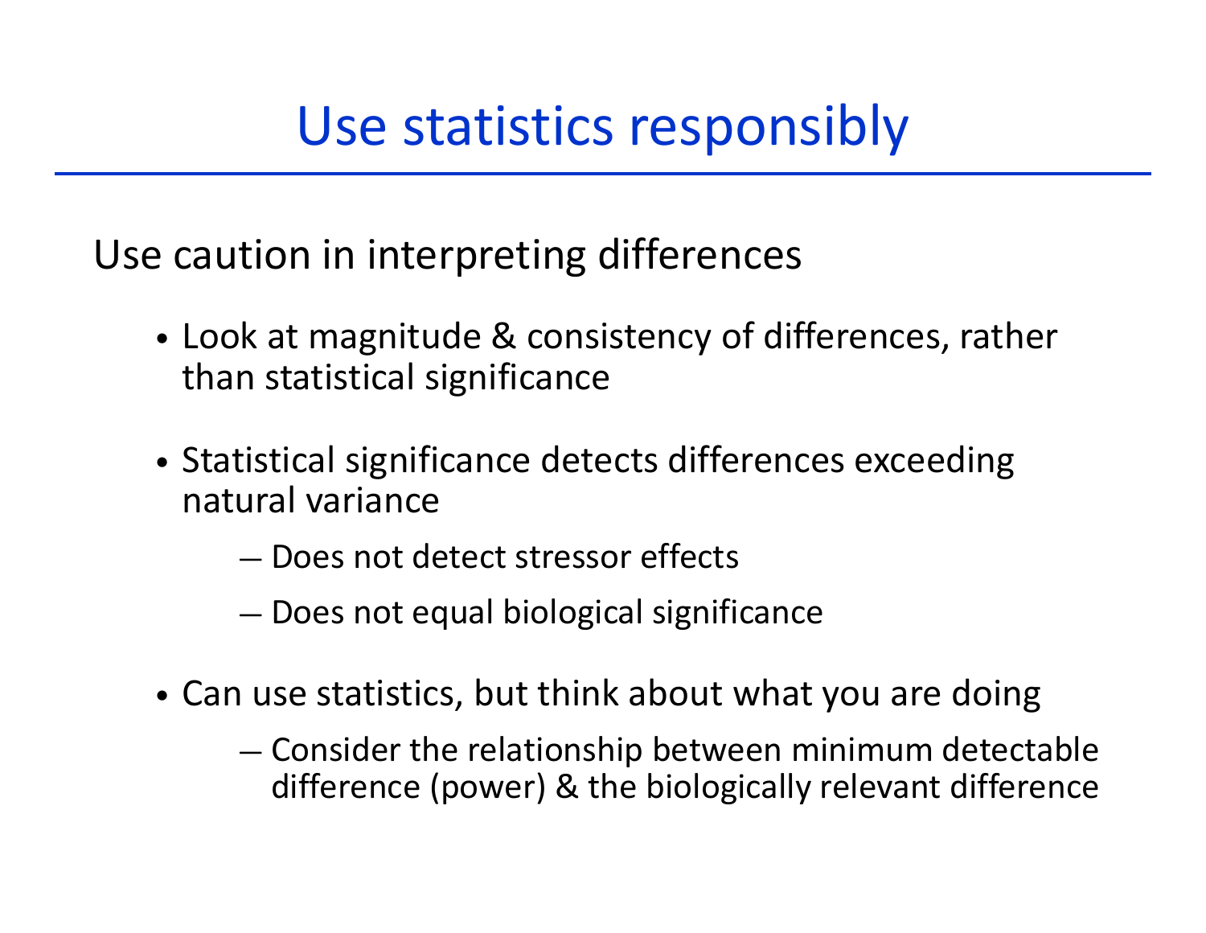# Use statistics responsibly

Use caution in interpreting differences

- Look at magnitude & consistency of differences, rather than statistical significance
- Statistical significance detects differences exceeding natural variance
  - Does not detect stressor effects
  - Does not equal biological significance
- Can use statistics, but think about what you are doing
  - Consider the relationship between minimum detectable difference (power) & the biologically relevant difference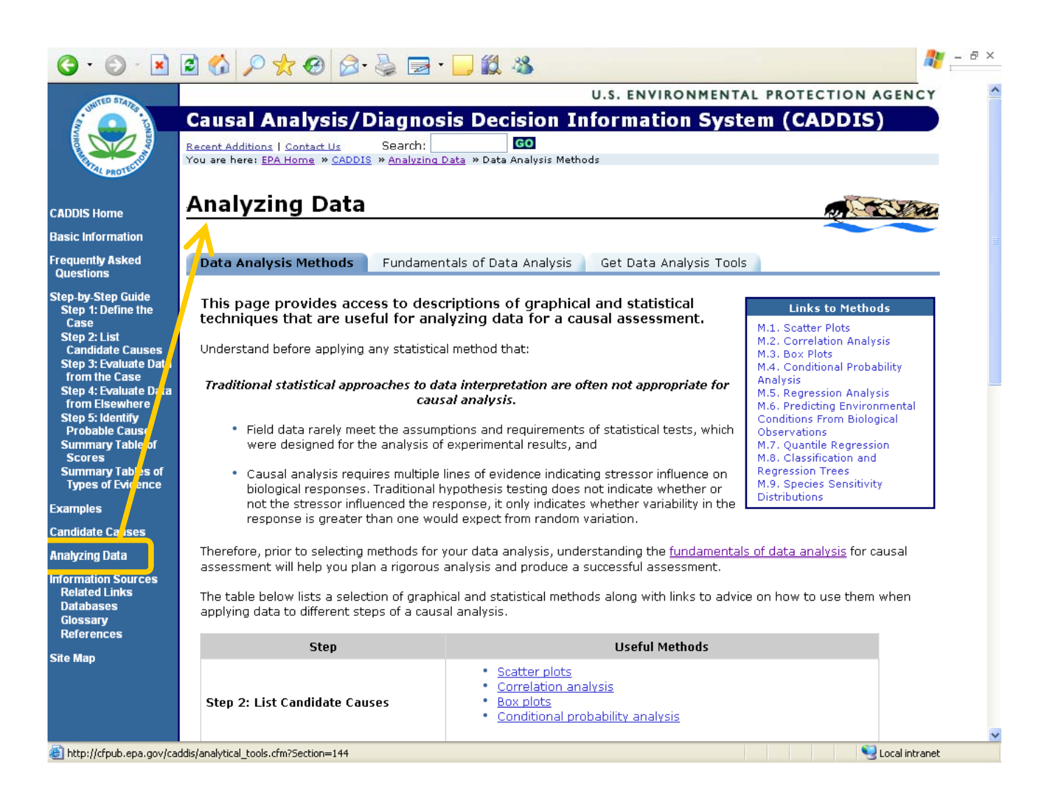U.S. ENVIRONMENTAL PROTECTION AGENCY

# Causal Analysis/Diagnosis Decision Information System (CADDIS)

Recent Additions | Contact Us Search: GO

You are here: EPA Home » CADDIS » Analyzing Data » Data Analysis Methods

- CADDIS Home
- Basic Information
- Frequently Asked Questions
- Step-by-Step Guide
  - Step 1: Define the Case
  - Step 2: List Candidate Causes
  - Step 3: Evaluate Data from the Case
  - Step 4: Evaluate Data from Elsewhere
  - Step 5: Identify Probable Causes
  - Summary Table of Scores
  - Summary Tables of Types of Evidence
- Examples
- Candidate Causes
- **Analyzing Data**
- Information Sources
  - Related Links
  - Databases
  - Glossary
  - References
- Site Map

## Analyzing Data

**Data Analysis Methods** | Fundamentals of Data Analysis | Get Data Analysis Tools

**This page provides access to descriptions of graphical and statistical techniques that are useful for analyzing data for a causal assessment.**

Understand before applying any statistical method that:

***Traditional statistical approaches to data interpretation are often not appropriate for causal analysis.***

- Field data rarely meet the assumptions and requirements of statistical tests, which were designed for the analysis of experimental results, and
- Causal analysis requires multiple lines of evidence indicating stressor influence on biological responses. Traditional hypothesis testing does not indicate whether or not the stressor influenced the response, it only indicates whether variability in the response is greater than one would expect from random variation.

**Links to Methods**

- M.1. Scatter Plots
- M.2. Correlation Analysis
- M.3. Box Plots
- M.4. Conditional Probability Analysis
- M.5. Regression Analysis
- M.6. Predicting Environmental Conditions From Biological Observations
- M.7. Quantile Regression
- M.8. Classification and Regression Trees
- M.9. Species Sensitivity Distributions

Therefore, prior to selecting methods for your data analysis, understanding the fundamentals of data analysis for causal assessment will help you plan a rigorous analysis and produce a successful assessment.

The table below lists a selection of graphical and statistical methods along with links to advice on how to use them when applying data to different steps of a causal analysis.

| Step | Useful Methods |
|---|---|
| **Step 2: List Candidate Causes** | • Scatter plots<br>• Correlation analysis<br>• Box plots<br>• Conditional probability analysis |

http://cfpub.epa.gov/caddis/analytical_tools.cfm?Section=144 Local intranet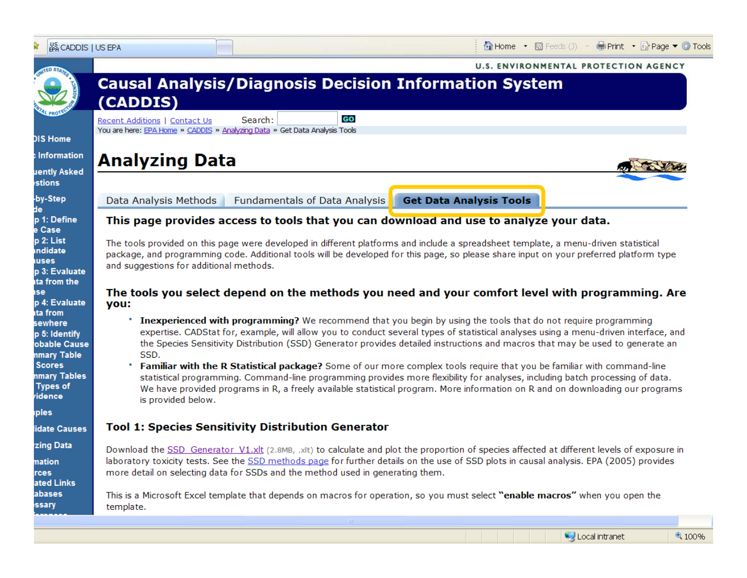U.S. ENVIRONMENTAL PROTECTION AGENCY

# Causal Analysis/Diagnosis Decision Information System (CADDIS)

Recent Additions | Contact Us Search: GO

You are here: EPA Home » CADDIS » Analyzing Data » Get Data Analysis Tools

## Analyzing Data

Data Analysis Methods | Fundamentals of Data Analysis | **Get Data Analysis Tools**

### This page provides access to tools that you can download and use to analyze your data.

The tools provided on this page were developed in different platforms and include a spreadsheet template, a menu-driven statistical package, and programming code. Additional tools will be developed for this page, so please share input on your preferred platform type and suggestions for additional methods.

### The tools you select depend on the methods you need and your comfort level with programming. Are you:

- **Inexperienced with programming?** We recommend that you begin by using the tools that do not require programming expertise. CADStat for, example, will allow you to conduct several types of statistical analyses using a menu-driven interface, and the Species Sensitivity Distribution (SSD) Generator provides detailed instructions and macros that may be used to generate an SSD.
- **Familiar with the R Statistical package?** Some of our more complex tools require that you be familiar with command-line statistical programming. Command-line programming provides more flexibility for analyses, including batch processing of data. We have provided programs in R, a freely available statistical program. More information on R and on downloading our programs is provided below.

### Tool 1: Species Sensitivity Distribution Generator

Download the SSD_Generator_V1.xlt (2.8MB, .xlt) to calculate and plot the proportion of species affected at different levels of exposure in laboratory toxicity tests. See the SSD methods page for further details on the use of SSD plots in causal analysis. EPA (2005) provides more detail on selecting data for SSDs and the method used in generating them.

This is a Microsoft Excel template that depends on macros for operation, so you must select **"enable macros"** when you open the template.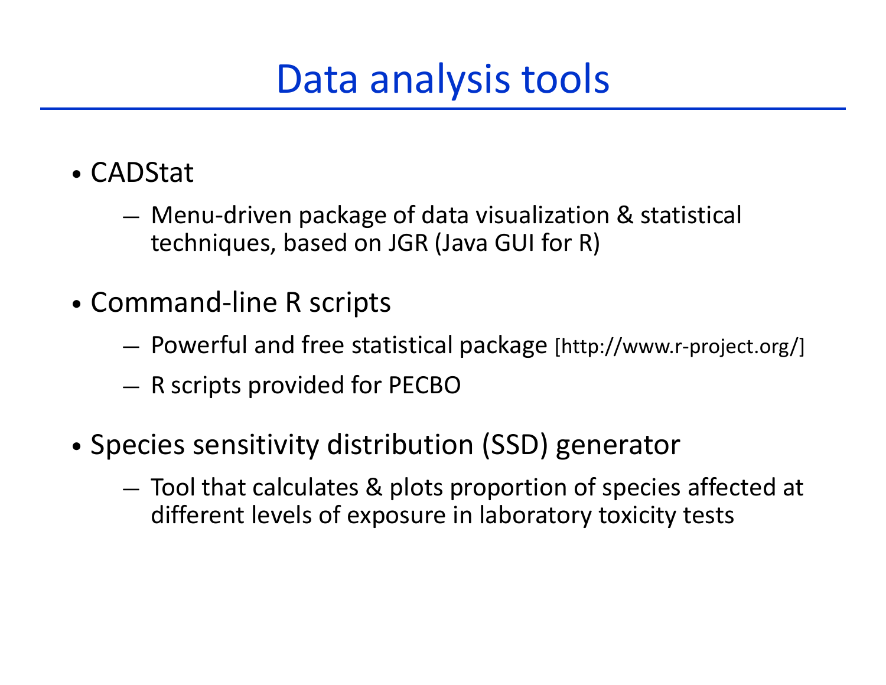# Data analysis tools

- CADStat
  - Menu-driven package of data visualization & statistical techniques, based on JGR (Java GUI for R)
- Command-line R scripts
  - Powerful and free statistical package [http://www.r-project.org/]
  - R scripts provided for PECBO
- Species sensitivity distribution (SSD) generator
  - Tool that calculates & plots proportion of species affected at different levels of exposure in laboratory toxicity tests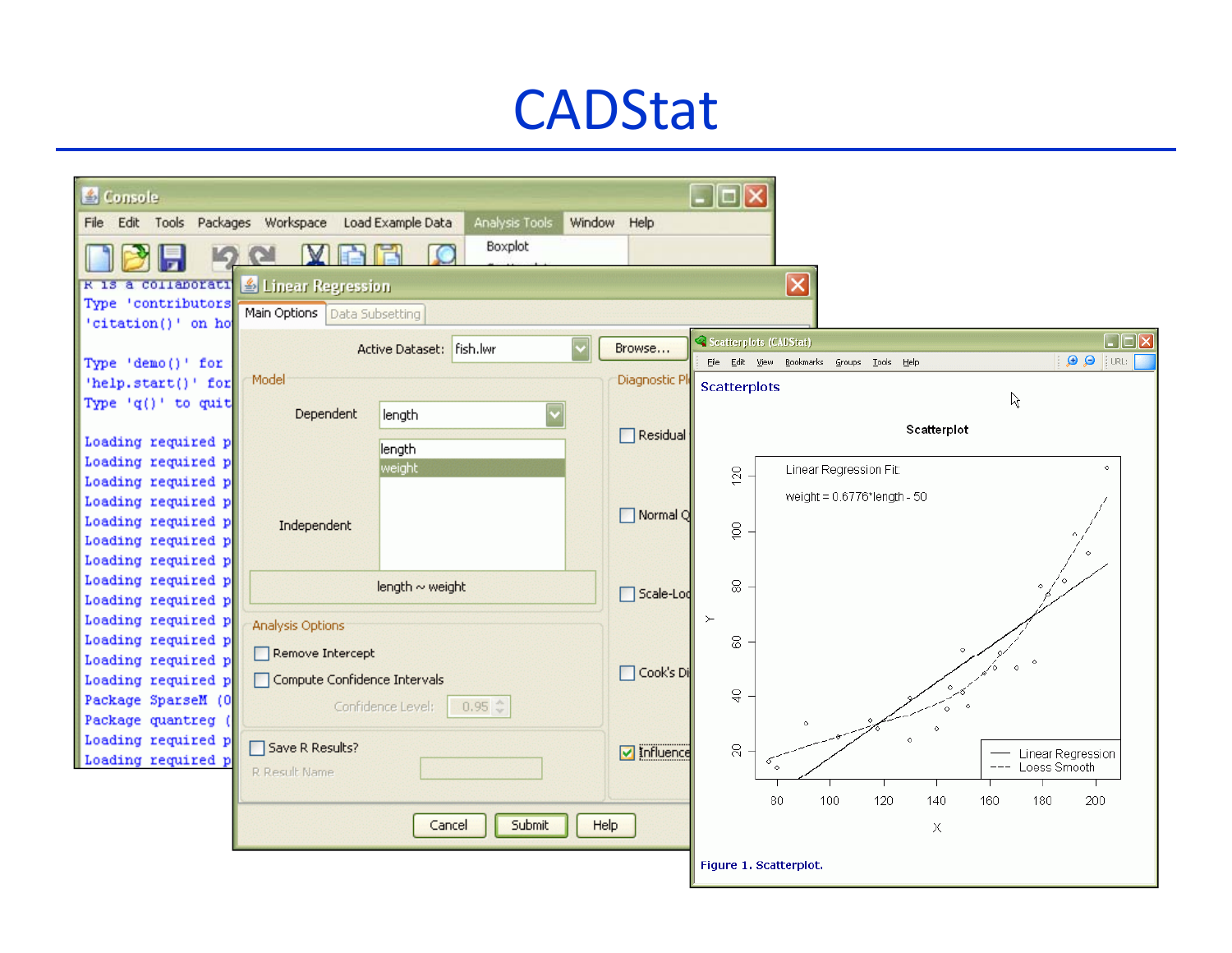# CADStat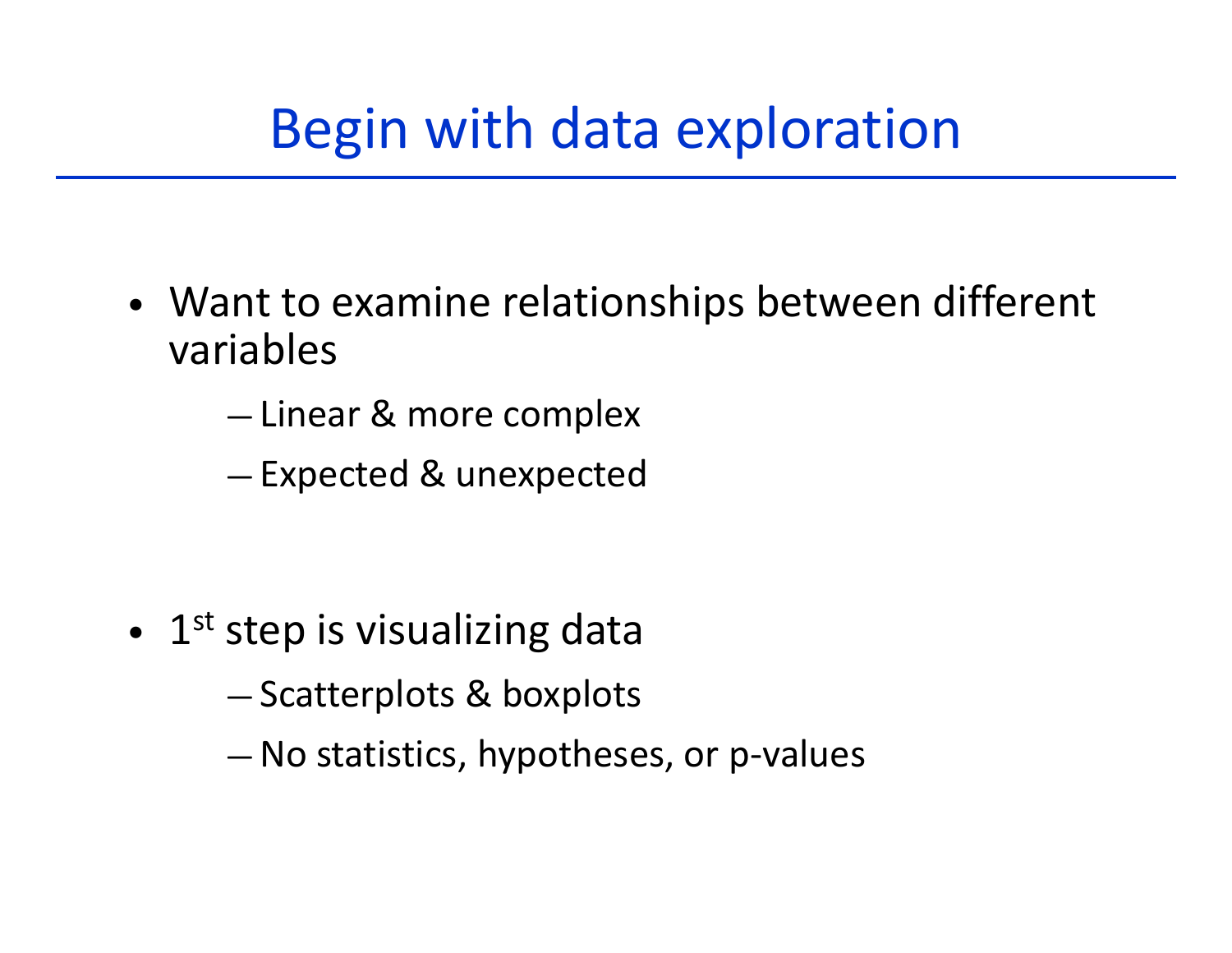# Begin with data exploration

- Want to examine relationships between different variables
  - Linear & more complex
  - Expected & unexpected

- 1st step is visualizing data
  - Scatterplots & boxplots
  - No statistics, hypotheses, or p-values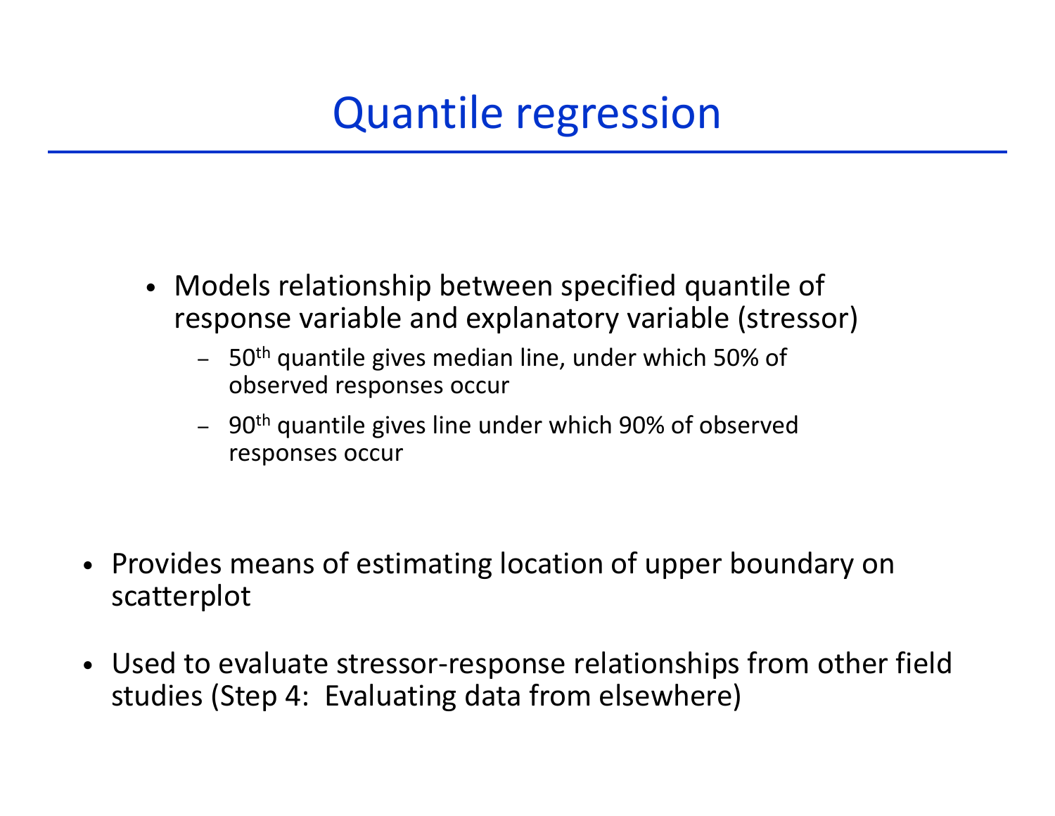# Quantile regression

- Models relationship between specified quantile of response variable and explanatory variable (stressor)
  - 50th quantile gives median line, under which 50% of observed responses occur
  - 90th quantile gives line under which 90% of observed responses occur

- Provides means of estimating location of upper boundary on scatterplot
- Used to evaluate stressor-response relationships from other field studies (Step 4: Evaluating data from elsewhere)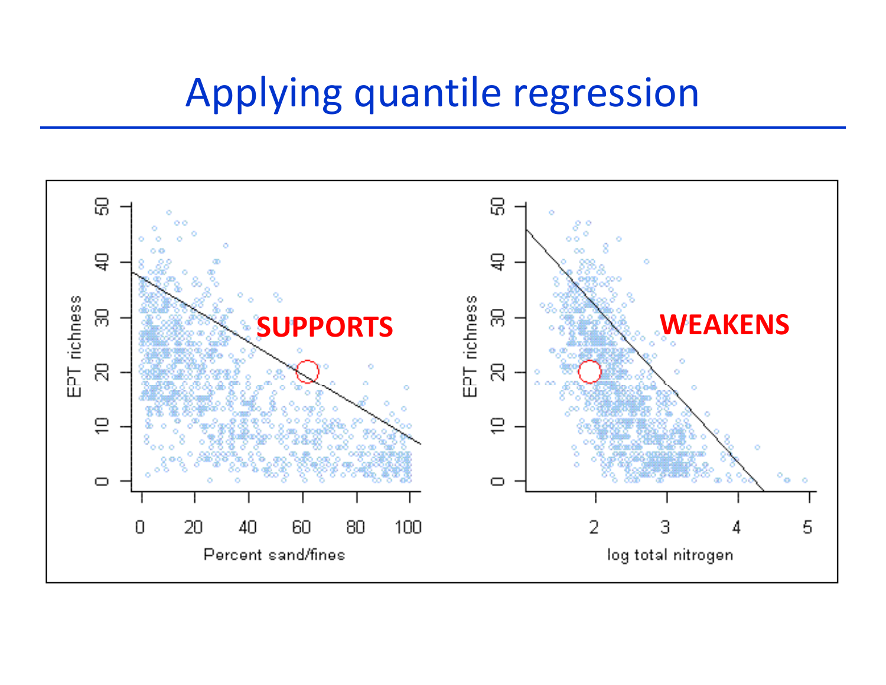# Applying quantile regression

SUPPORTS

WEAKENS

EPT richness

Percent sand/fines

log total nitrogen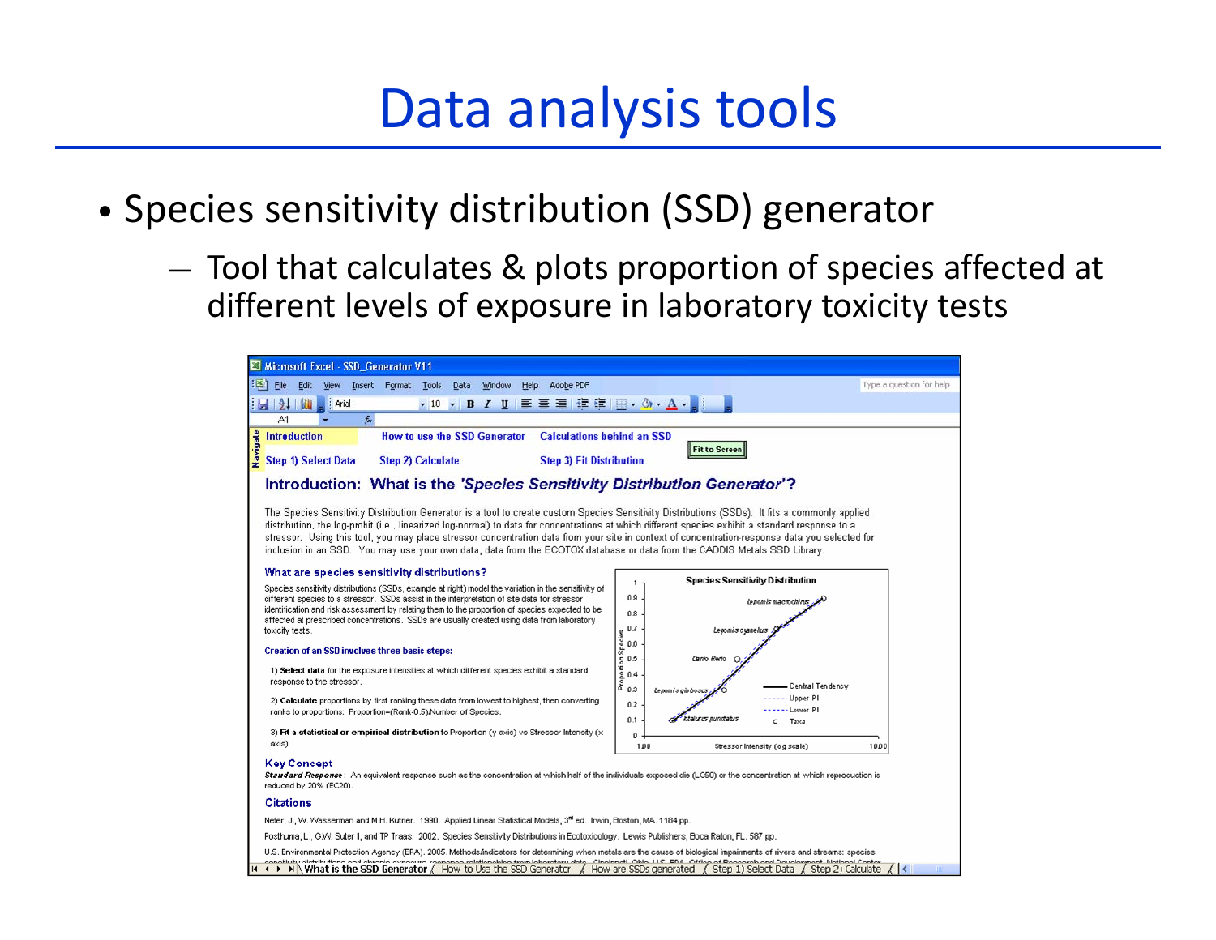# Data analysis tools

- Species sensitivity distribution (SSD) generator
  - Tool that calculates & plots proportion of species affected at different levels of exposure in laboratory toxicity tests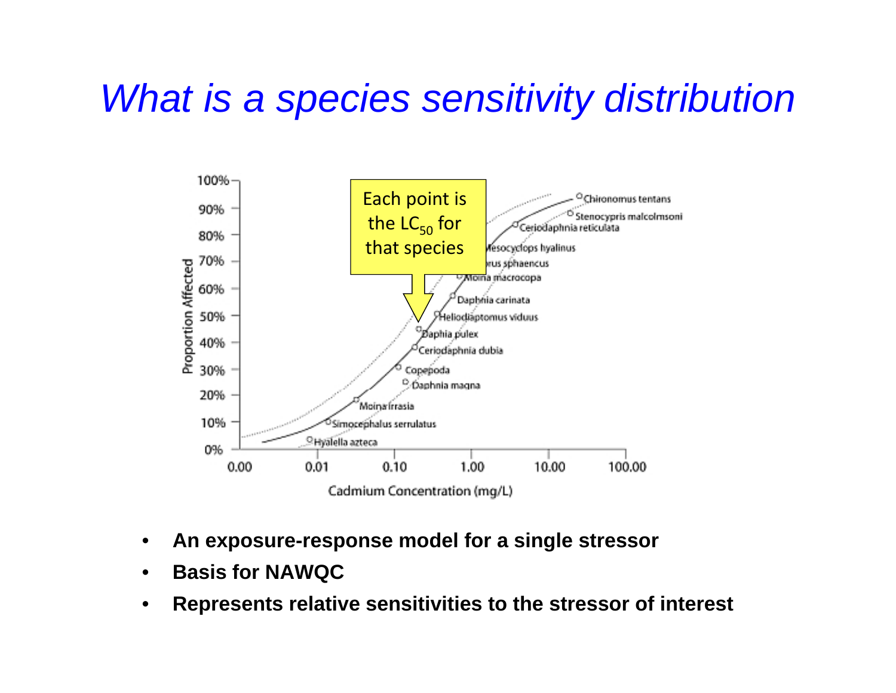# *What is a species sensitivity distribution*

Each point is the $LC_{50}$ for that species

| Species | Cadmium Concentration (mg/L) axis position | Proportion Affected |
|---|---|---|
| Chironomus tentans | | |
| Stenocypris malcolmsoni | | |
| Ceriodaphnia reticulata | | |
| Mesocyclops hyalinus | | |
| ...rus sphaencus | | |
| Moina macrocopa | | |
| Daphnia carinata | | |
| Heliodiaptomus viduus | | |
| Daphia pulex | | |
| Ceriodaphnia dubia | | |
| Copepoda | | |
| Daphnia magna | | |
| Moina irrasia | | |
| Simocephalus serrulatus | | |
| Hyalella azteca | | |

Proportion Affected: 0%, 10%, 20%, 30%, 40%, 50%, 60%, 70%, 80%, 90%, 100%

Cadmium Concentration (mg/L): 0.00, 0.01, 0.10, 1.00, 10.00, 100.00

- **An exposure-response model for a single stressor**
- **Basis for NAWQC**
- **Represents relative sensitivities to the stressor of interest**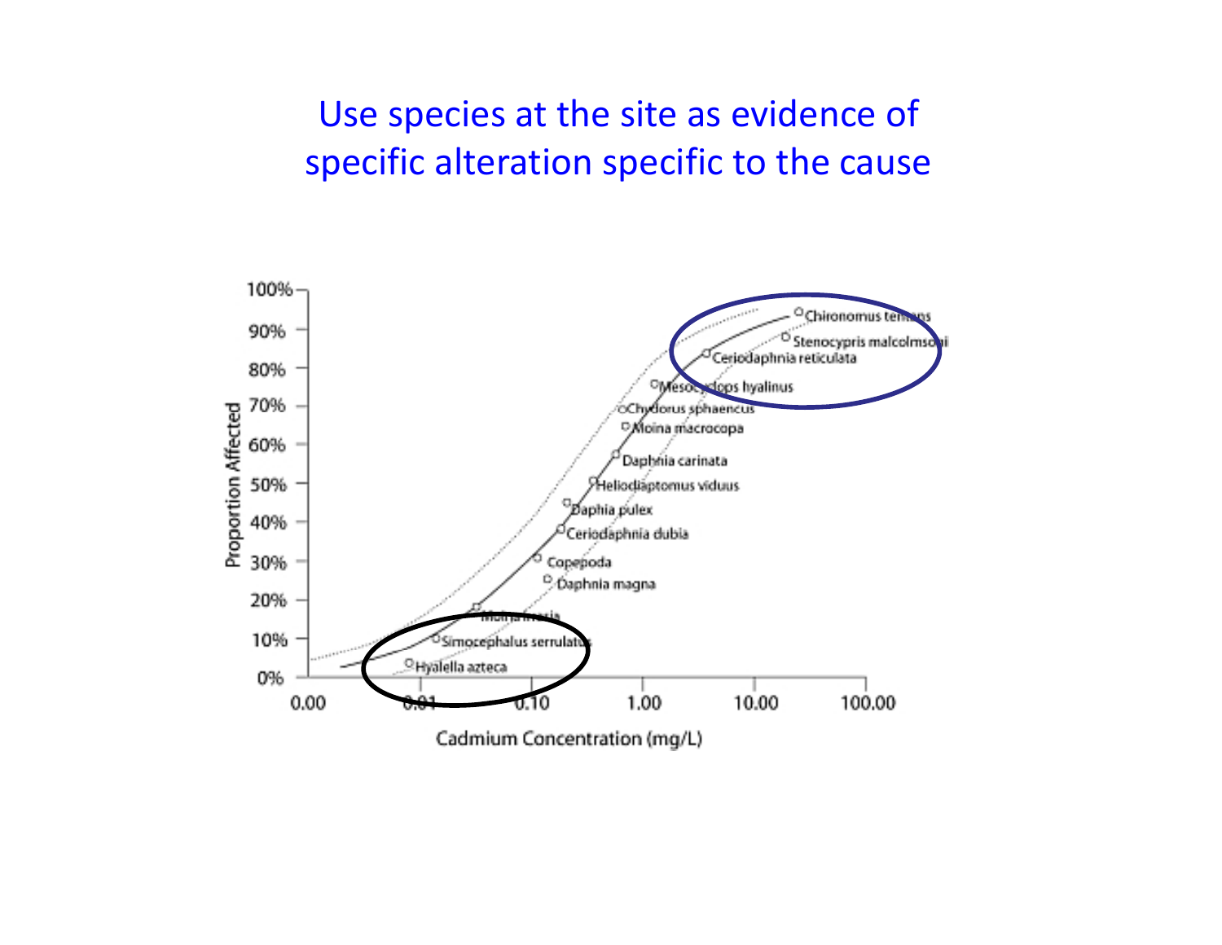# Use species at the site as evidence of specific alteration specific to the cause

Proportion Affected

Cadmium Concentration (mg/L)

100%, 90%, 80%, 70%, 60%, 50%, 40%, 30%, 20%, 10%, 0%

0.00, 0.01, 0.10, 1.00, 10.00, 100.00

Chironomus tentans
Stenocypris malcolmsoni
Ceriodaphnia reticulata
Mesocyclops hyalinus
Chydorus sphaericus
Moina macrocopa
Daphnia carinata
Heliodiaptomus viduus
Daphia pulex
Ceriodaphnia dubia
Copepoda
Daphnia magna
Moina irrasia
Simocephalus serrulatus
Hyalella azteca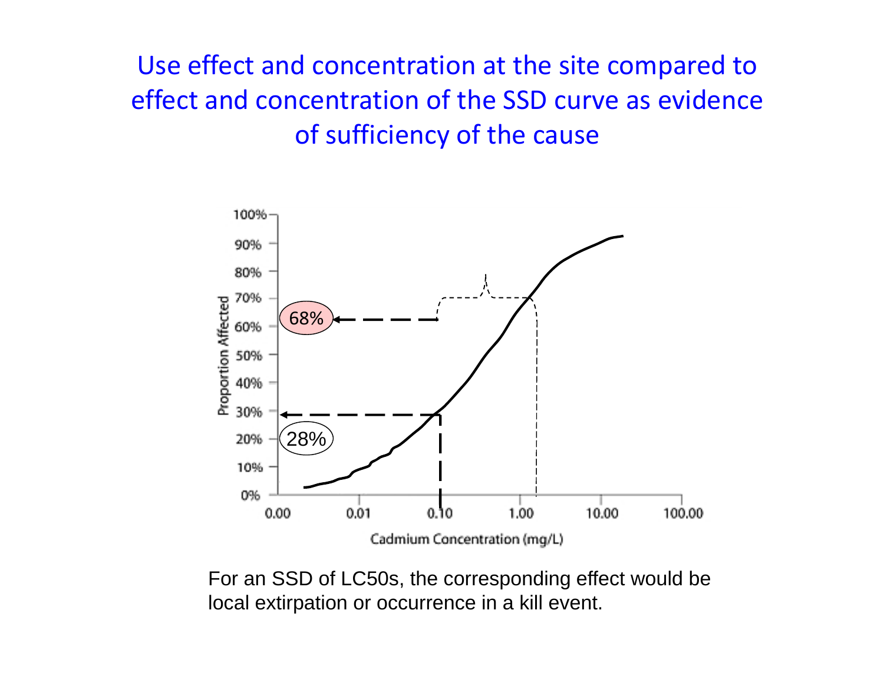# Use effect and concentration at the site compared to effect and concentration of the SSD curve as evidence of sufficiency of the cause

For an SSD of LC50s, the corresponding effect would be local extirpation or occurrence in a kill event.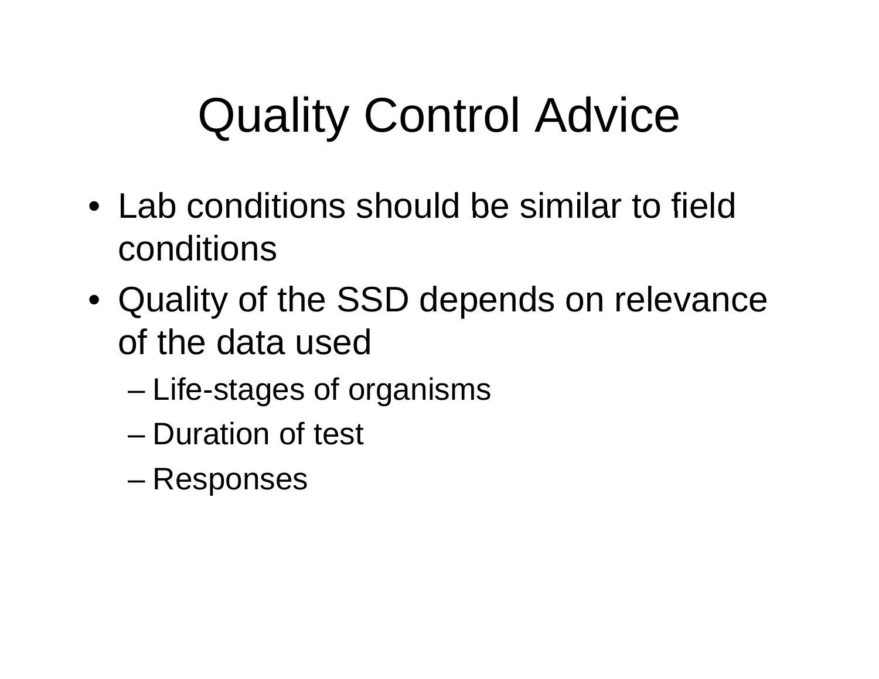# Quality Control Advice

- Lab conditions should be similar to field conditions
- Quality of the SSD depends on relevance of the data used
  - Life-stages of organisms
  - Duration of test
  - Responses